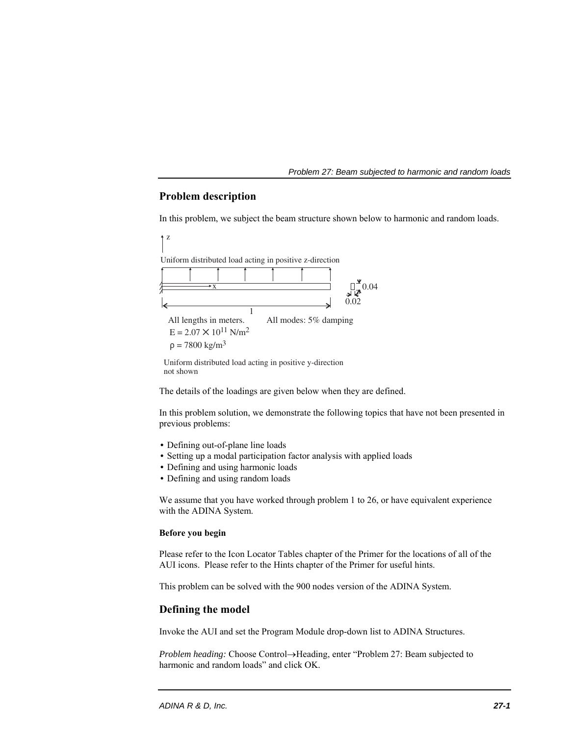## Problem description

In this problem, we subject the beam structure shown below to harmonic and random loads.

z

Uniform distributed load acting in positive z-direction

x

0.04

0.02

1

All lengths in meters. All modes: 5% damping

$E = 2.07 \times 10^{11}$ N/m$^2$

$\rho$ = 7800 kg/m$^3$

Uniform distributed load acting in positive y-direction not shown

The details of the loadings are given below when they are defined.

In this problem solution, we demonstrate the following topics that have not been presented in previous problems:

- Defining out-of-plane line loads
- Setting up a modal participation factor analysis with applied loads
- Defining and using harmonic loads
- Defining and using random loads

We assume that you have worked through problem 1 to 26, or have equivalent experience with the ADINA System.

#### Before you begin

Please refer to the Icon Locator Tables chapter of the Primer for the locations of all of the AUI icons. Please refer to the Hints chapter of the Primer for useful hints.

This problem can be solved with the 900 nodes version of the ADINA System.

## Defining the model

Invoke the AUI and set the Program Module drop-down list to ADINA Structures.

*Problem heading:* Choose Control→Heading, enter “Problem 27: Beam subjected to harmonic and random loads” and click OK.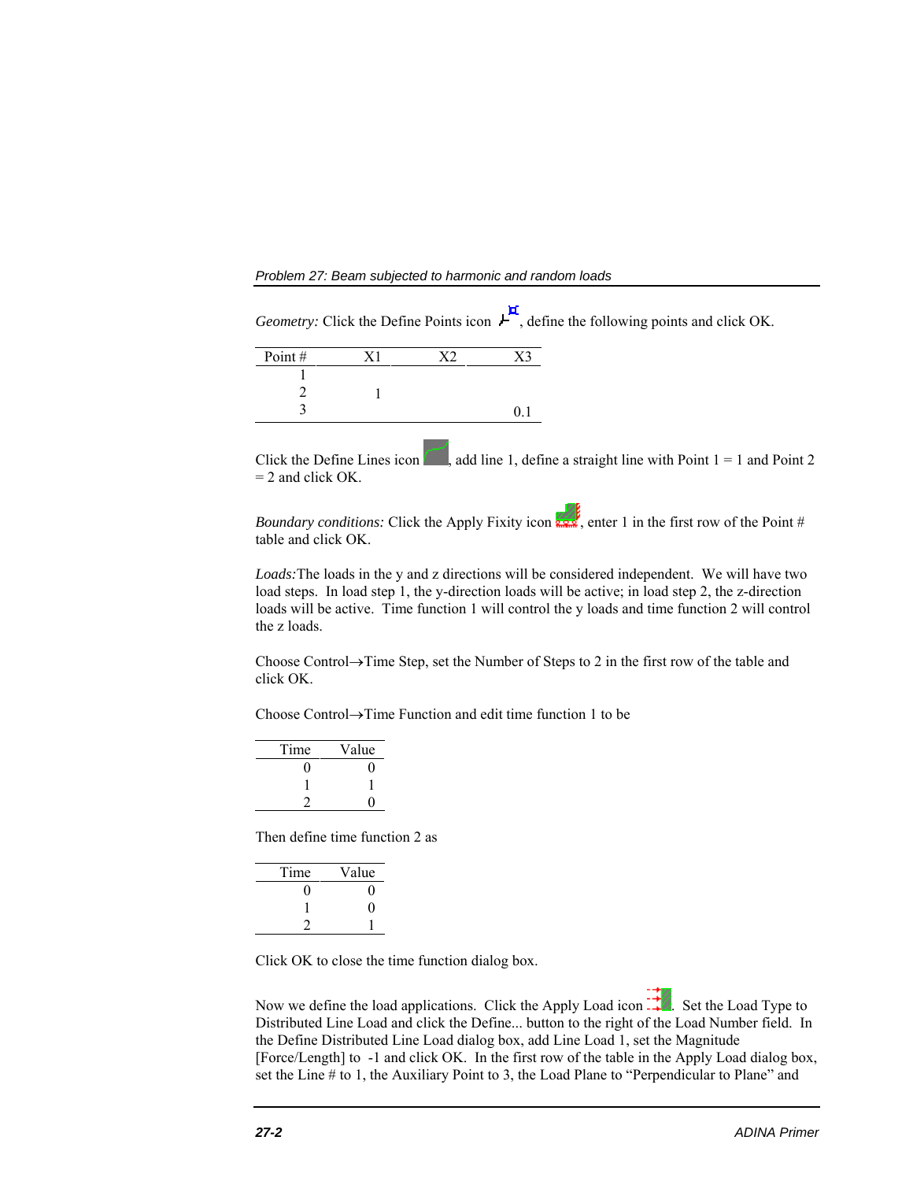*Geometry:* Click the Define Points icon, define the following points and click OK.

| Point # | X1 | X2 | X3 |
|---|---|---|---|
| 1 | | | |
| 2 | 1 | | |
| 3 | | | 0.1 |

Click the Define Lines icon, add line 1, define a straight line with Point 1 = 1 and Point 2 = 2 and click OK.

*Boundary conditions:* Click the Apply Fixity icon, enter 1 in the first row of the Point # table and click OK.

*Loads:*The loads in the y and z directions will be considered independent. We will have two load steps. In load step 1, the y-direction loads will be active; in load step 2, the z-direction loads will be active. Time function 1 will control the y loads and time function 2 will control the z loads.

Choose Control→Time Step, set the Number of Steps to 2 in the first row of the table and click OK.

Choose Control→Time Function and edit time function 1 to be

| Time | Value |
|---|---|
| 0 | 0 |
| 1 | 1 |
| 2 | 0 |

Then define time function 2 as

| Time | Value |
|---|---|
| 0 | 0 |
| 1 | 0 |
| 2 | 1 |

Click OK to close the time function dialog box.

Now we define the load applications. Click the Apply Load icon. Set the Load Type to Distributed Line Load and click the Define... button to the right of the Load Number field. In the Define Distributed Line Load dialog box, add Line Load 1, set the Magnitude [Force/Length] to -1 and click OK. In the first row of the table in the Apply Load dialog box, set the Line # to 1, the Auxiliary Point to 3, the Load Plane to "Perpendicular to Plane" and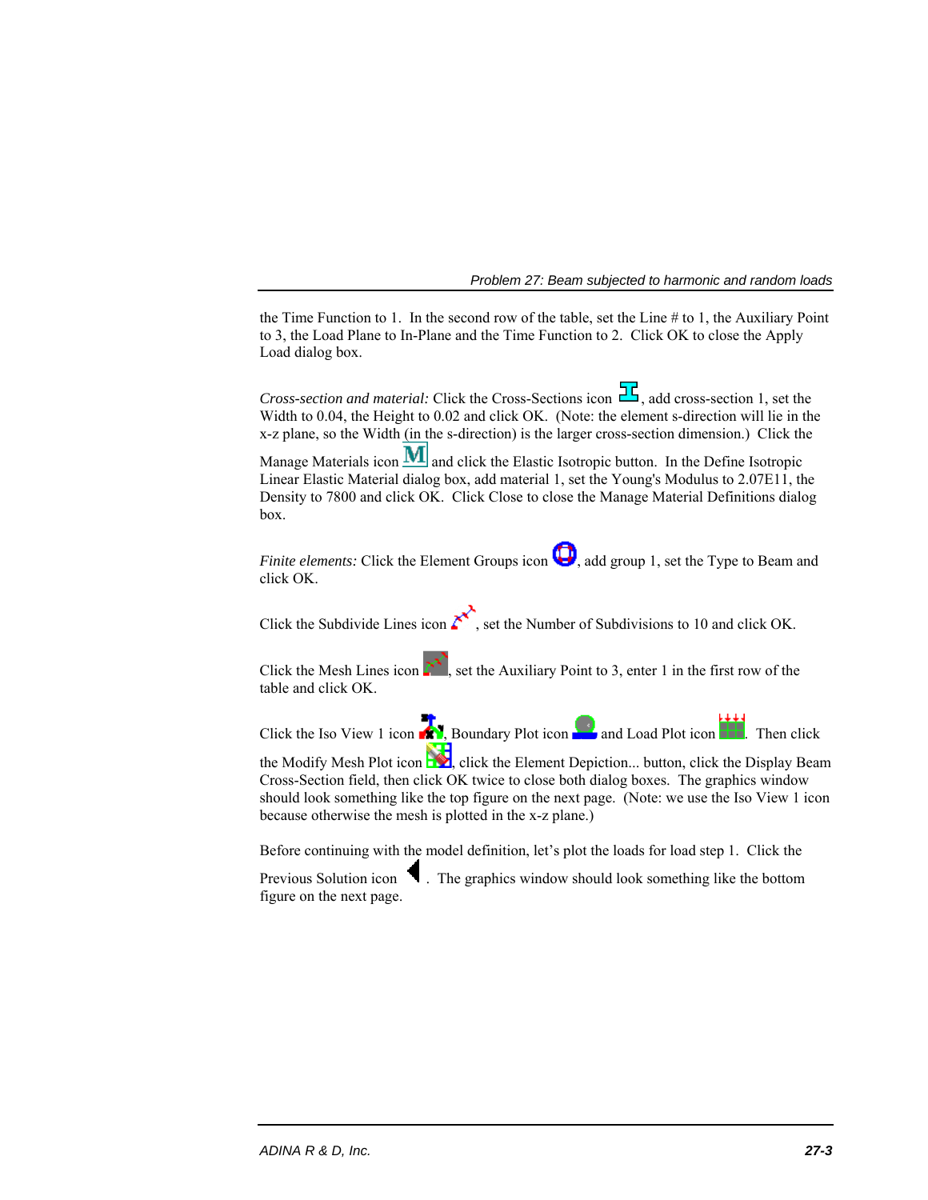the Time Function to 1. In the second row of the table, set the Line # to 1, the Auxiliary Point to 3, the Load Plane to In-Plane and the Time Function to 2. Click OK to close the Apply Load dialog box.

*Cross-section and material:* Click the Cross-Sections icon, add cross-section 1, set the Width to 0.04, the Height to 0.02 and click OK. (Note: the element s-direction will lie in the x-z plane, so the Width (in the s-direction) is the larger cross-section dimension.) Click the Manage Materials icon and click the Elastic Isotropic button. In the Define Isotropic Linear Elastic Material dialog box, add material 1, set the Young's Modulus to 2.07E11, the Density to 7800 and click OK. Click Close to close the Manage Material Definitions dialog box.

*Finite elements:* Click the Element Groups icon, add group 1, set the Type to Beam and click OK.

Click the Subdivide Lines icon, set the Number of Subdivisions to 10 and click OK.

Click the Mesh Lines icon, set the Auxiliary Point to 3, enter 1 in the first row of the table and click OK.

Click the Iso View 1 icon, Boundary Plot icon and Load Plot icon. Then click the Modify Mesh Plot icon, click the Element Depiction... button, click the Display Beam Cross-Section field, then click OK twice to close both dialog boxes. The graphics window should look something like the top figure on the next page. (Note: we use the Iso View 1 icon because otherwise the mesh is plotted in the x-z plane.)

Before continuing with the model definition, let's plot the loads for load step 1. Click the Previous Solution icon. The graphics window should look something like the bottom figure on the next page.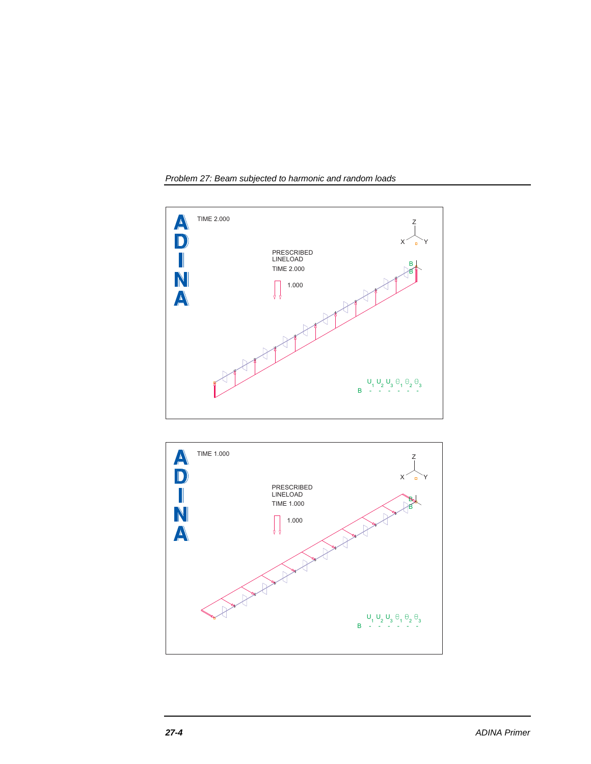TIME 2.000

PRESCRIBED LINELOAD

TIME 2.000

1.000

| | $U_1$ | $U_2$ | $U_3$ | $\theta_1$ | $\theta_2$ | $\theta_3$ |
|---|---|---|---|---|---|---|
| B | - | - | - | - | - | - |

TIME 1.000

PRESCRIBED LINELOAD

TIME 1.000

1.000

| | $U_1$ | $U_2$ | $U_3$ | $\theta_1$ | $\theta_2$ | $\theta_3$ |
|---|---|---|---|---|---|---|
| B | - | - | - | - | - | - |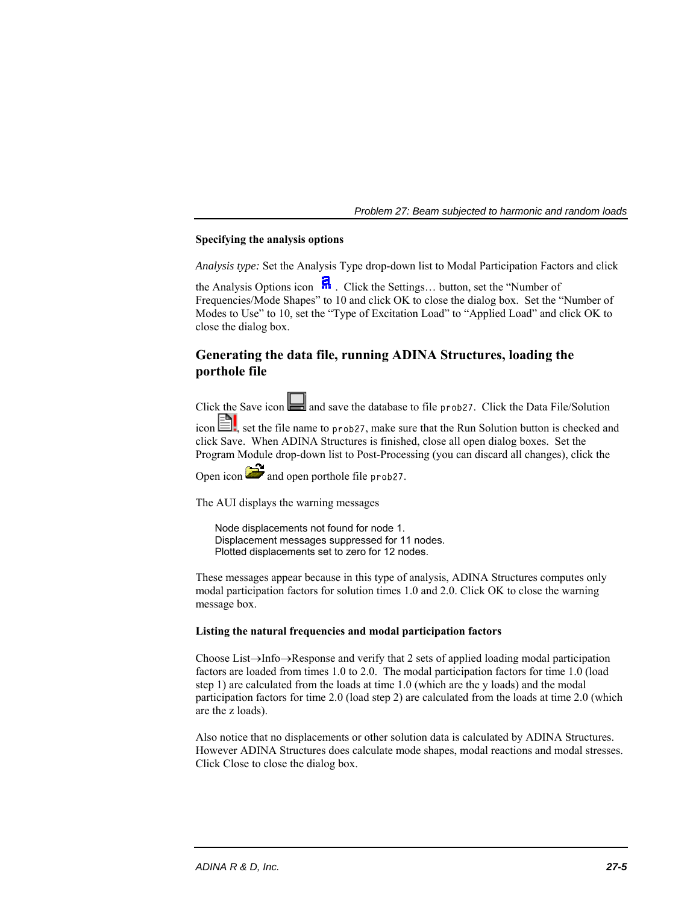**Specifying the analysis options**

*Analysis type:* Set the Analysis Type drop-down list to Modal Participation Factors and click the Analysis Options icon. Click the Settings… button, set the "Number of Frequencies/Mode Shapes" to 10 and click OK to close the dialog box. Set the "Number of Modes to Use" to 10, set the "Type of Excitation Load" to "Applied Load" and click OK to close the dialog box.

## Generating the data file, running ADINA Structures, loading the porthole file

Click the Save icon and save the database to file `prob27`. Click the Data File/Solution icon, set the file name to `prob27`, make sure that the Run Solution button is checked and click Save. When ADINA Structures is finished, close all open dialog boxes. Set the Program Module drop-down list to Post-Processing (you can discard all changes), click the Open icon and open porthole file `prob27`.

The AUI displays the warning messages

```
Node displacements not found for node 1.
Displacement messages suppressed for 11 nodes.
Plotted displacements set to zero for 12 nodes.
```

These messages appear because in this type of analysis, ADINA Structures computes only modal participation factors for solution times 1.0 and 2.0. Click OK to close the warning message box.

**Listing the natural frequencies and modal participation factors**

Choose List→Info→Response and verify that 2 sets of applied loading modal participation factors are loaded from times 1.0 to 2.0. The modal participation factors for time 1.0 (load step 1) are calculated from the loads at time 1.0 (which are the y loads) and the modal participation factors for time 2.0 (load step 2) are calculated from the loads at time 2.0 (which are the z loads).

Also notice that no displacements or other solution data is calculated by ADINA Structures. However ADINA Structures does calculate mode shapes, modal reactions and modal stresses. Click Close to close the dialog box.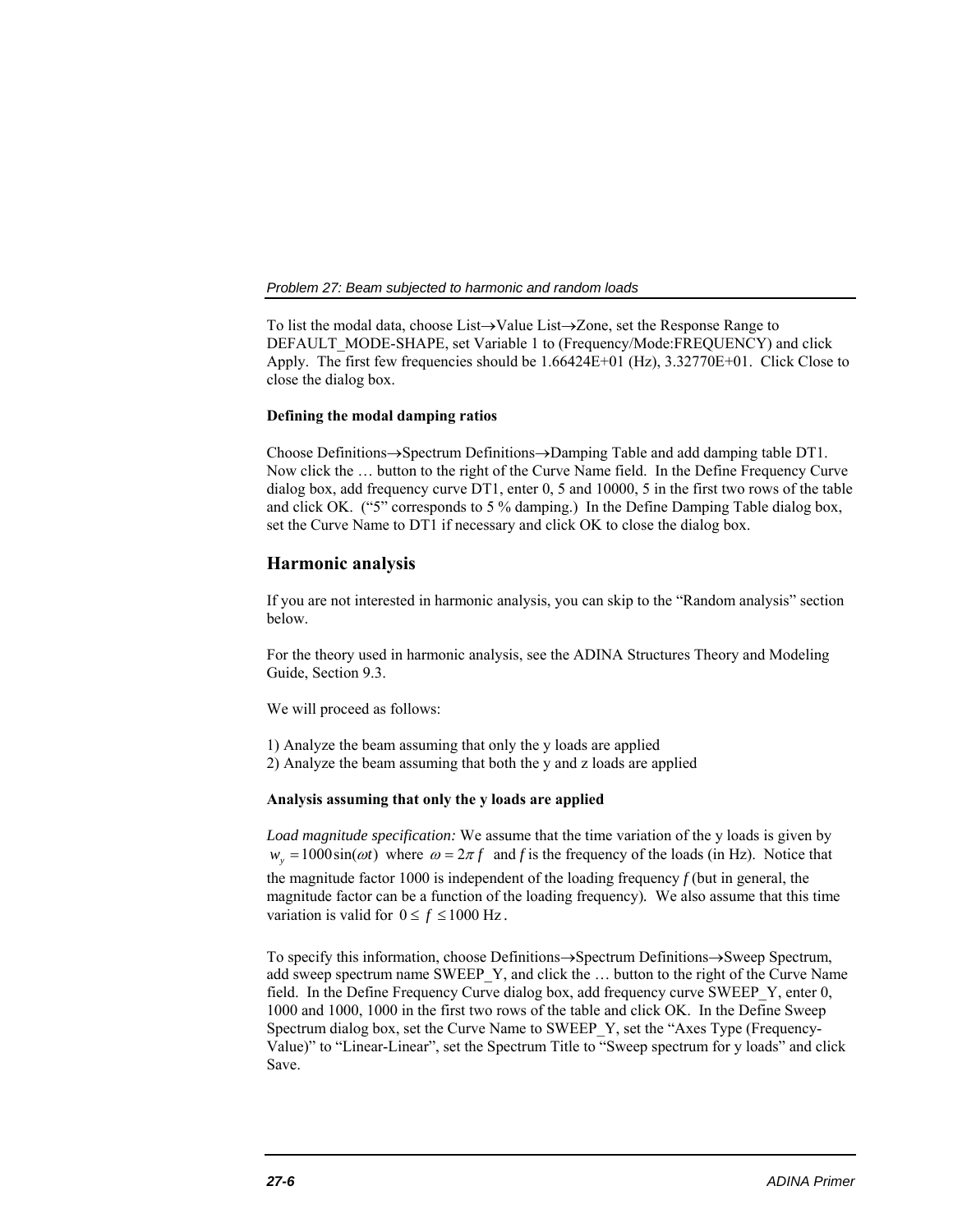To list the modal data, choose List→Value List→Zone, set the Response Range to DEFAULT_MODE-SHAPE, set Variable 1 to (Frequency/Mode:FREQUENCY) and click Apply. The first few frequencies should be 1.66424E+01 (Hz), 3.32770E+01. Click Close to close the dialog box.

**Defining the modal damping ratios**

Choose Definitions→Spectrum Definitions→Damping Table and add damping table DT1. Now click the … button to the right of the Curve Name field. In the Define Frequency Curve dialog box, add frequency curve DT1, enter 0, 5 and 10000, 5 in the first two rows of the table and click OK. ("5" corresponds to 5 % damping.) In the Define Damping Table dialog box, set the Curve Name to DT1 if necessary and click OK to close the dialog box.

## Harmonic analysis

If you are not interested in harmonic analysis, you can skip to the "Random analysis" section below.

For the theory used in harmonic analysis, see the ADINA Structures Theory and Modeling Guide, Section 9.3.

We will proceed as follows:

1) Analyze the beam assuming that only the y loads are applied
2) Analyze the beam assuming that both the y and z loads are applied

**Analysis assuming that only the y loads are applied**

*Load magnitude specification:* We assume that the time variation of the y loads is given by $w_y = 1000\sin(\omega t)$ where $\omega = 2\pi f$ and *f* is the frequency of the loads (in Hz). Notice that the magnitude factor 1000 is independent of the loading frequency *f* (but in general, the magnitude factor can be a function of the loading frequency). We also assume that this time variation is valid for $0 \le f \le 1000$ Hz.

To specify this information, choose Definitions→Spectrum Definitions→Sweep Spectrum, add sweep spectrum name SWEEP_Y, and click the … button to the right of the Curve Name field. In the Define Frequency Curve dialog box, add frequency curve SWEEP_Y, enter 0, 1000 and 1000, 1000 in the first two rows of the table and click OK. In the Define Sweep Spectrum dialog box, set the Curve Name to SWEEP_Y, set the "Axes Type (Frequency-Value)" to "Linear-Linear", set the Spectrum Title to "Sweep spectrum for y loads" and click Save.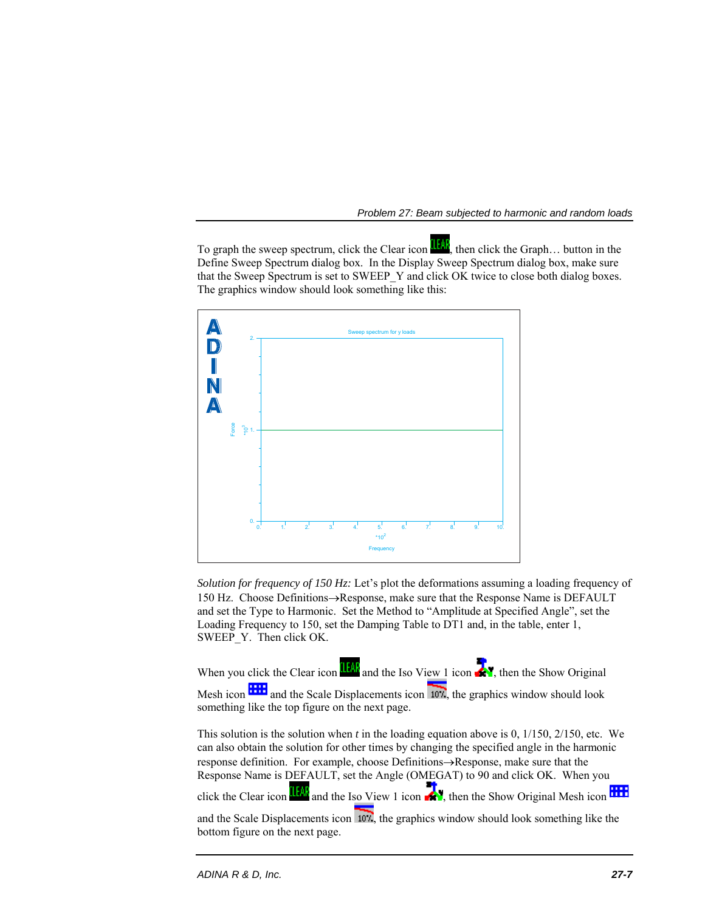To graph the sweep spectrum, click the Clear icon, then click the Graph… button in the Define Sweep Spectrum dialog box. In the Display Sweep Spectrum dialog box, make sure that the Sweep Spectrum is set to SWEEP_Y and click OK twice to close both dialog boxes. The graphics window should look something like this:

*Solution for frequency of 150 Hz:* Let's plot the deformations assuming a loading frequency of 150 Hz. Choose Definitions→Response, make sure that the Response Name is DEFAULT and set the Type to Harmonic. Set the Method to "Amplitude at Specified Angle", set the Loading Frequency to 150, set the Damping Table to DT1 and, in the table, enter 1, SWEEP_Y. Then click OK.

When you click the Clear icon and the Iso View 1 icon, then the Show Original Mesh icon and the Scale Displacements icon, the graphics window should look something like the top figure on the next page.

This solution is the solution when *t* in the loading equation above is 0, 1/150, 2/150, etc. We can also obtain the solution for other times by changing the specified angle in the harmonic response definition. For example, choose Definitions→Response, make sure that the Response Name is DEFAULT, set the Angle (OMEGAT) to 90 and click OK. When you click the Clear icon and the Iso View 1 icon, then the Show Original Mesh icon and the Scale Displacements icon, the graphics window should look something like the bottom figure on the next page.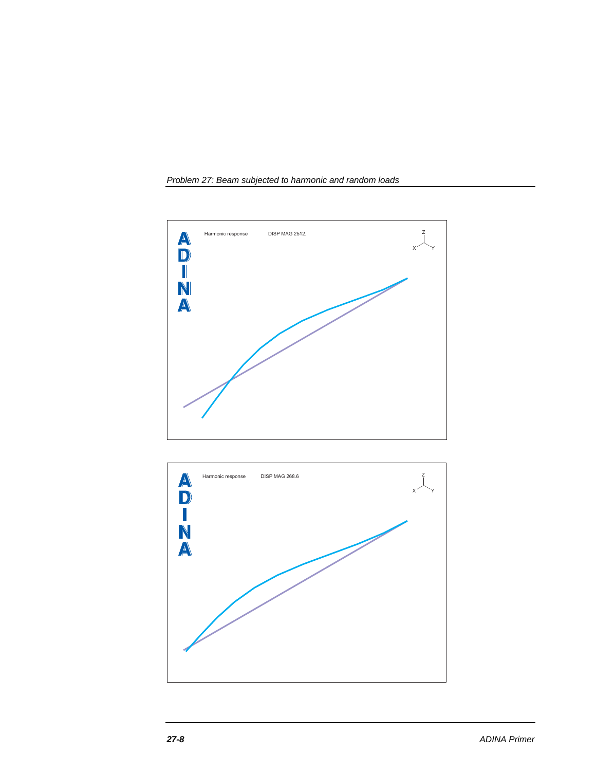Harmonic response DISP MAG 2512.

Harmonic response DISP MAG 268.6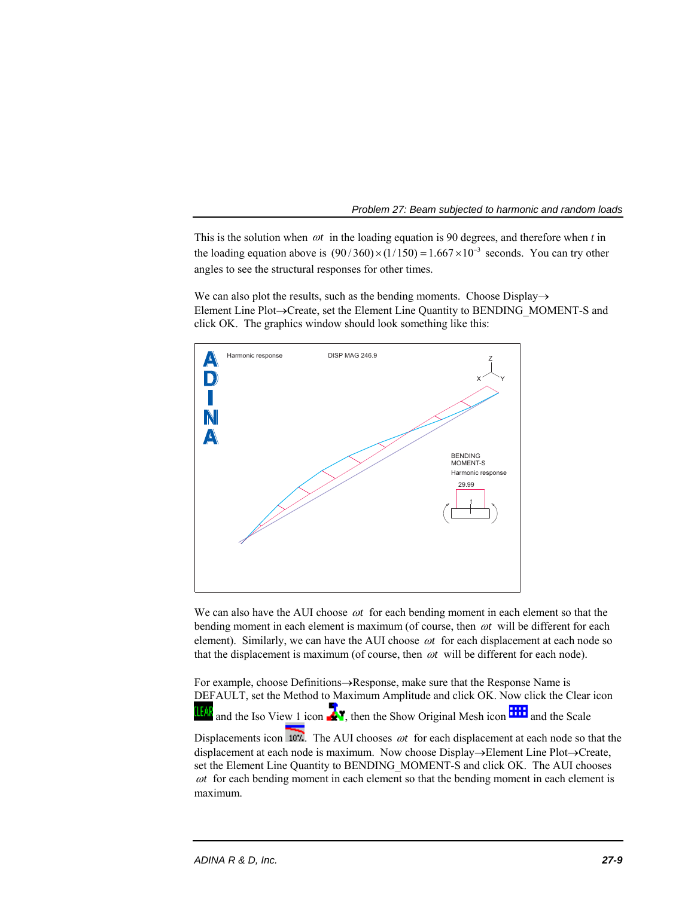This is the solution when $\omega t$ in the loading equation is 90 degrees, and therefore when *t* in the loading equation above is $(90/360)\times(1/150)=1.667\times10^{-3}$ seconds. You can try other angles to see the structural responses for other times.

We can also plot the results, such as the bending moments. Choose Display→Element Line Plot→Create, set the Element Line Quantity to BENDING_MOMENT-S and click OK. The graphics window should look something like this:

We can also have the AUI choose $\omega t$ for each bending moment in each element so that the bending moment in each element is maximum (of course, then $\omega t$ will be different for each element). Similarly, we can have the AUI choose $\omega t$ for each displacement at each node so that the displacement is maximum (of course, then $\omega t$ will be different for each node).

For example, choose Definitions→Response, make sure that the Response Name is DEFAULT, set the Method to Maximum Amplitude and click OK. Now click the Clear icon and the Iso View 1 icon, then the Show Original Mesh icon and the Scale Displacements icon. The AUI chooses $\omega t$ for each displacement at each node so that the displacement at each node is maximum. Now choose Display→Element Line Plot→Create, set the Element Line Quantity to BENDING_MOMENT-S and click OK. The AUI chooses $\omega t$ for each bending moment in each element so that the bending moment in each element is maximum.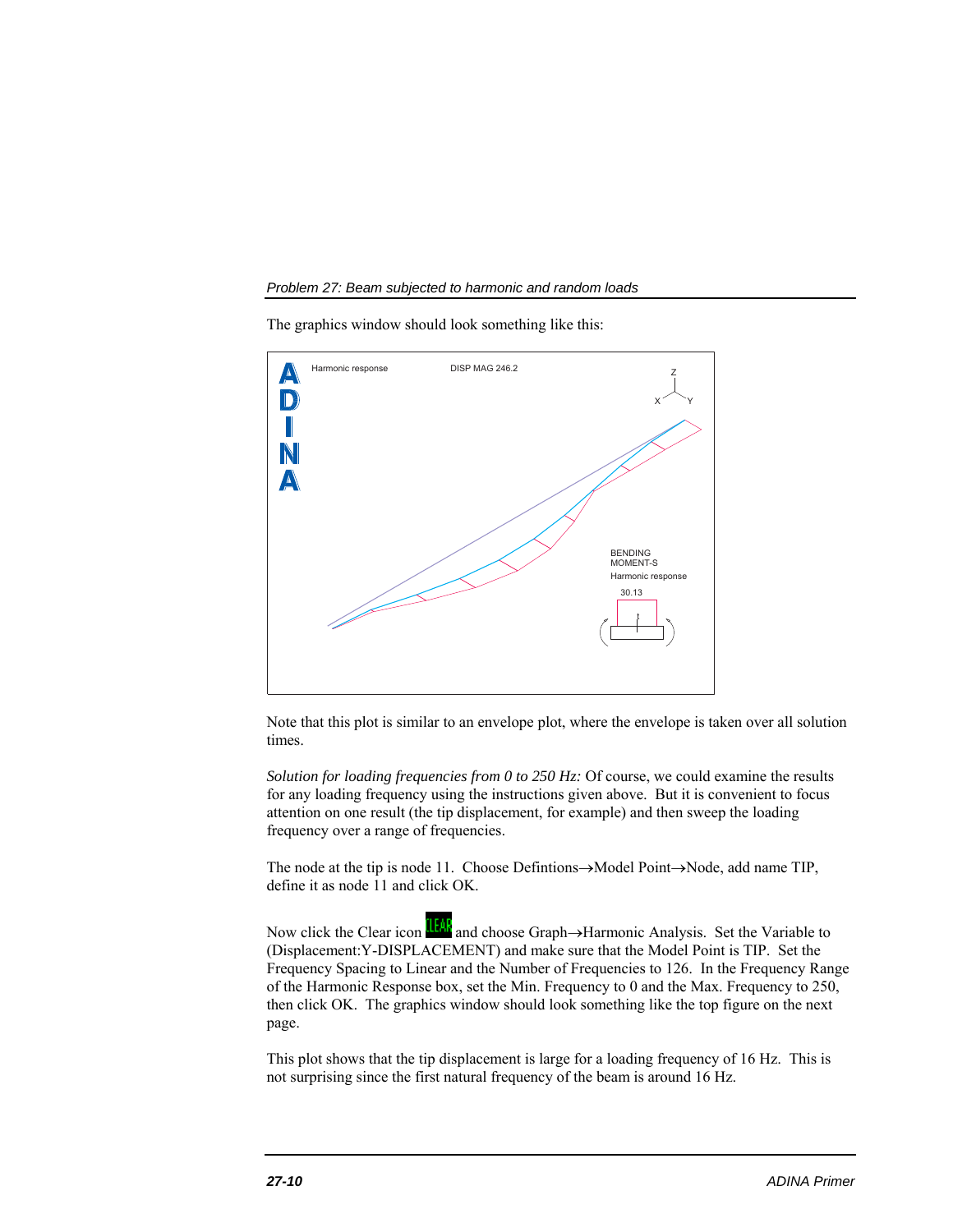The graphics window should look something like this:

Note that this plot is similar to an envelope plot, where the envelope is taken over all solution times.

*Solution for loading frequencies from 0 to 250 Hz:* Of course, we could examine the results for any loading frequency using the instructions given above. But it is convenient to focus attention on one result (the tip displacement, for example) and then sweep the loading frequency over a range of frequencies.

The node at the tip is node 11. Choose Defintions→Model Point→Node, add name TIP, define it as node 11 and click OK.

Now click the Clear icon and choose Graph→Harmonic Analysis. Set the Variable to (Displacement:Y-DISPLACEMENT) and make sure that the Model Point is TIP. Set the Frequency Spacing to Linear and the Number of Frequencies to 126. In the Frequency Range of the Harmonic Response box, set the Min. Frequency to 0 and the Max. Frequency to 250, then click OK. The graphics window should look something like the top figure on the next page.

This plot shows that the tip displacement is large for a loading frequency of 16 Hz. This is not surprising since the first natural frequency of the beam is around 16 Hz.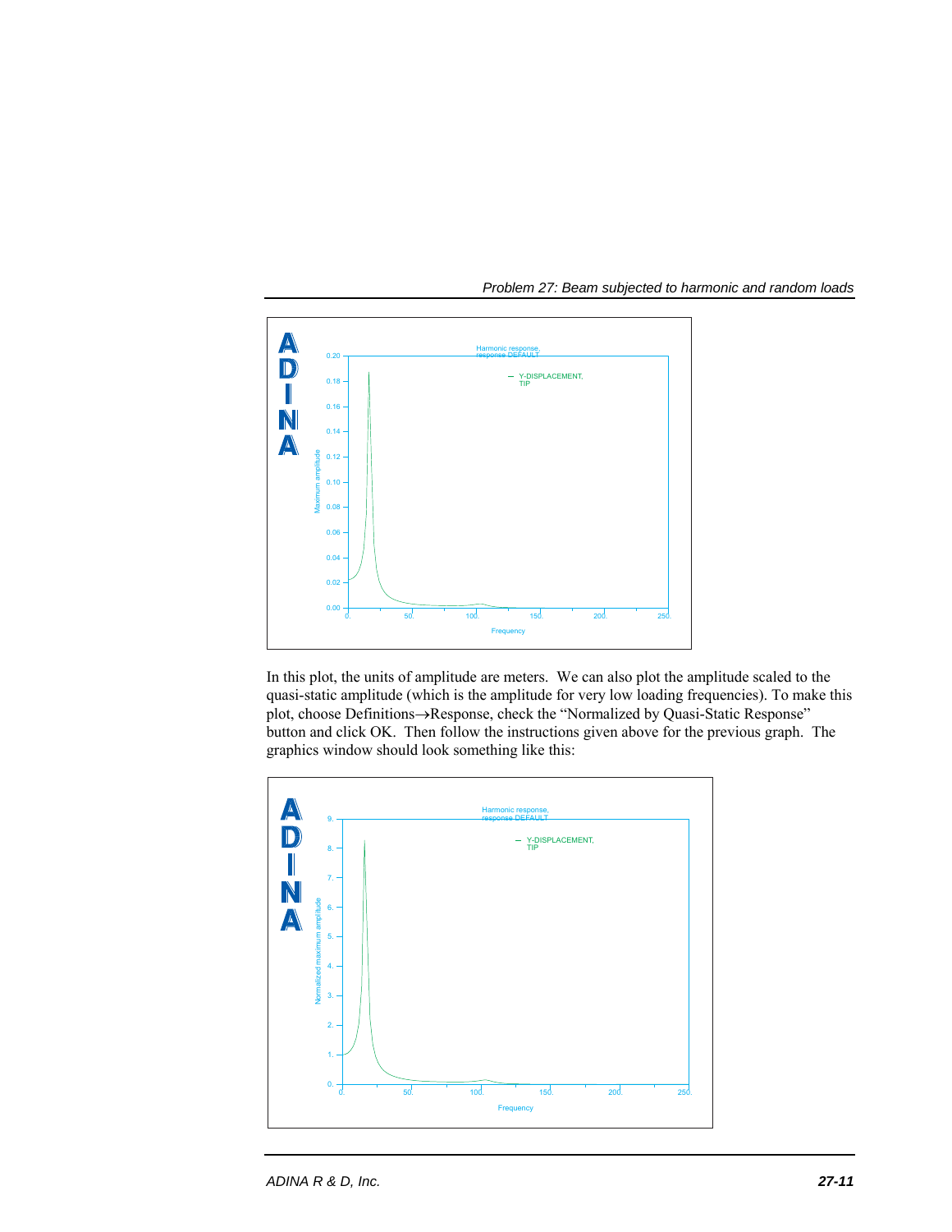In this plot, the units of amplitude are meters. We can also plot the amplitude scaled to the quasi-static amplitude (which is the amplitude for very low loading frequencies). To make this plot, choose Definitions→Response, check the "Normalized by Quasi-Static Response" button and click OK. Then follow the instructions given above for the previous graph. The graphics window should look something like this: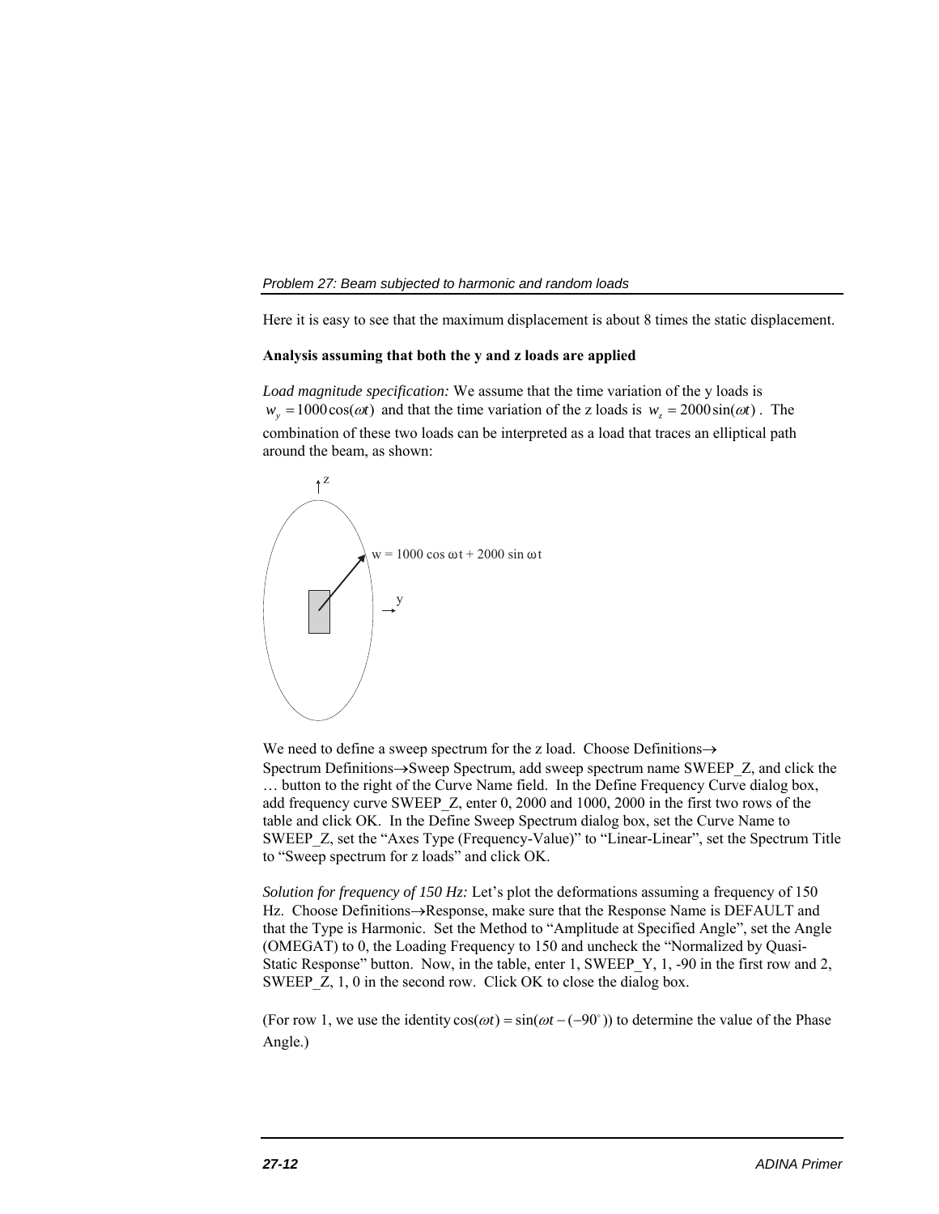Here it is easy to see that the maximum displacement is about 8 times the static displacement.

**Analysis assuming that both the y and z loads are applied**

*Load magnitude specification:* We assume that the time variation of the y loads is $w_y = 1000\cos(\omega t)$ and that the time variation of the z loads is $w_z = 2000\sin(\omega t)$. The combination of these two loads can be interpreted as a load that traces an elliptical path around the beam, as shown:

We need to define a sweep spectrum for the z load. Choose Definitions→Spectrum Definitions→Sweep Spectrum, add sweep spectrum name SWEEP_Z, and click the … button to the right of the Curve Name field. In the Define Frequency Curve dialog box, add frequency curve SWEEP_Z, enter 0, 2000 and 1000, 2000 in the first two rows of the table and click OK. In the Define Sweep Spectrum dialog box, set the Curve Name to SWEEP_Z, set the "Axes Type (Frequency-Value)" to "Linear-Linear", set the Spectrum Title to "Sweep spectrum for z loads" and click OK.

*Solution for frequency of 150 Hz:* Let's plot the deformations assuming a frequency of 150 Hz. Choose Definitions→Response, make sure that the Response Name is DEFAULT and that the Type is Harmonic. Set the Method to "Amplitude at Specified Angle", set the Angle (OMEGAT) to 0, the Loading Frequency to 150 and uncheck the "Normalized by Quasi-Static Response" button. Now, in the table, enter 1, SWEEP_Y, 1, -90 in the first row and 2, SWEEP_Z, 1, 0 in the second row. Click OK to close the dialog box.

(For row 1, we use the identity $\cos(\omega t) = \sin(\omega t - (-90^\circ))$ to determine the value of the Phase Angle.)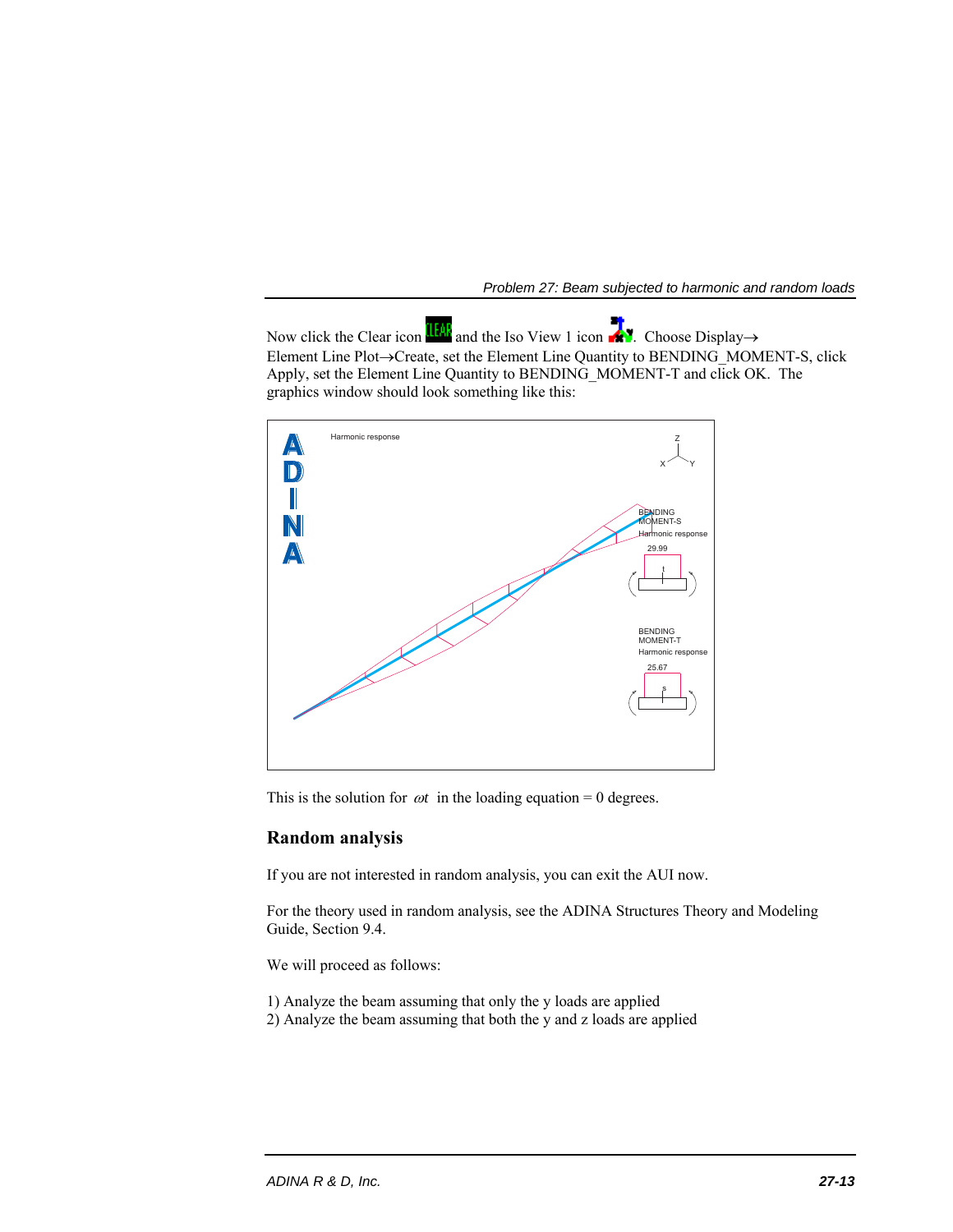Now click the Clear icon and the Iso View 1 icon. Choose Display→Element Line Plot→Create, set the Element Line Quantity to BENDING_MOMENT-S, click Apply, set the Element Line Quantity to BENDING_MOMENT-T and click OK. The graphics window should look something like this:

This is the solution for $\omega t$ in the loading equation = 0 degrees.

## Random analysis

If you are not interested in random analysis, you can exit the AUI now.

For the theory used in random analysis, see the ADINA Structures Theory and Modeling Guide, Section 9.4.

We will proceed as follows:

1) Analyze the beam assuming that only the y loads are applied
2) Analyze the beam assuming that both the y and z loads are applied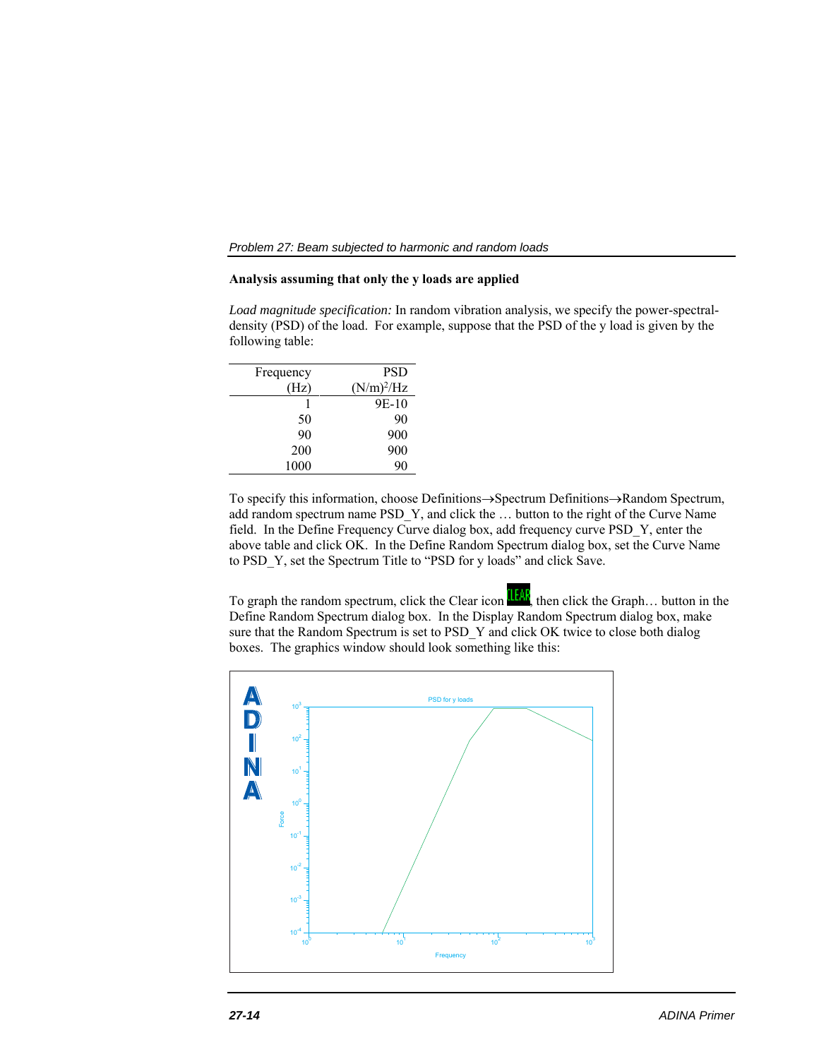**Analysis assuming that only the y loads are applied**

*Load magnitude specification:* In random vibration analysis, we specify the power-spectral-density (PSD) of the load. For example, suppose that the PSD of the y load is given by the following table:

| Frequency (Hz) | PSD $(N/m)^2/Hz$ |
|---:|---:|
| 1 | 9E-10 |
| 50 | 90 |
| 90 | 900 |
| 200 | 900 |
| 1000 | 90 |

To specify this information, choose Definitions→Spectrum Definitions→Random Spectrum, add random spectrum name PSD_Y, and click the … button to the right of the Curve Name field. In the Define Frequency Curve dialog box, add frequency curve PSD_Y, enter the above table and click OK. In the Define Random Spectrum dialog box, set the Curve Name to PSD_Y, set the Spectrum Title to "PSD for y loads" and click Save.

To graph the random spectrum, click the Clear icon, then click the Graph… button in the Define Random Spectrum dialog box. In the Display Random Spectrum dialog box, make sure that the Random Spectrum is set to PSD_Y and click OK twice to close both dialog boxes. The graphics window should look something like this: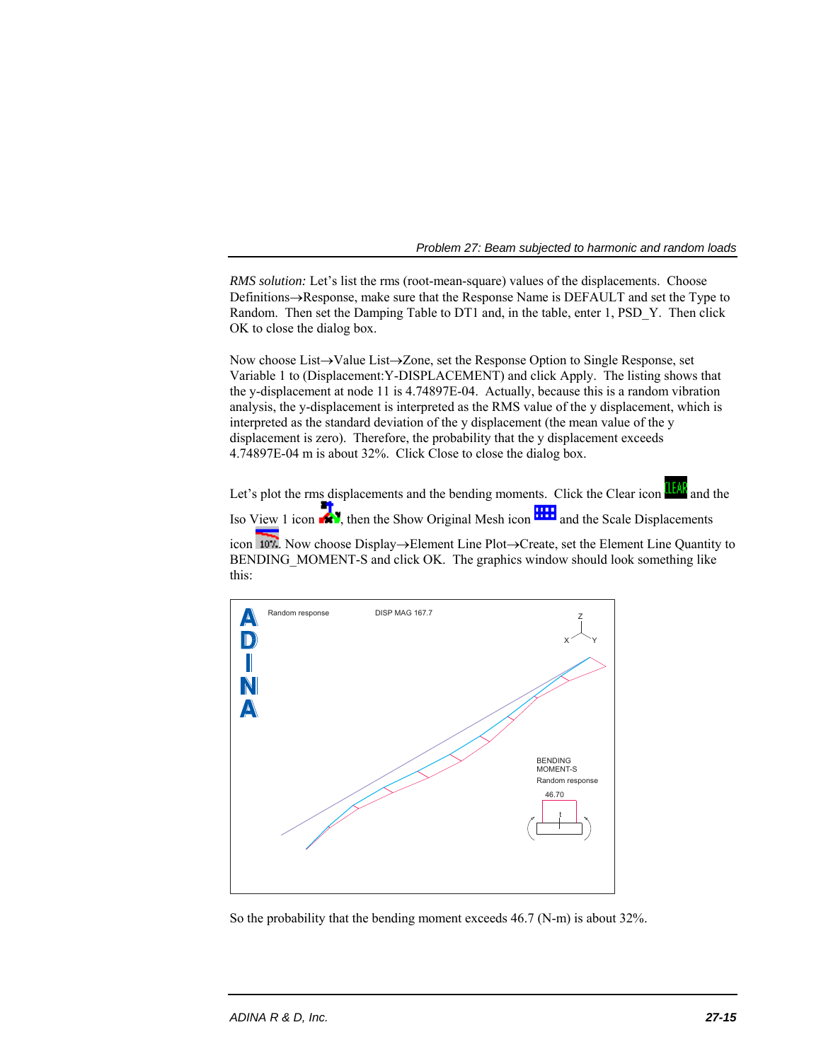*RMS solution:* Let's list the rms (root-mean-square) values of the displacements. Choose Definitions→Response, make sure that the Response Name is DEFAULT and set the Type to Random. Then set the Damping Table to DT1 and, in the table, enter 1, PSD_Y. Then click OK to close the dialog box.

Now choose List→Value List→Zone, set the Response Option to Single Response, set Variable 1 to (Displacement:Y-DISPLACEMENT) and click Apply. The listing shows that the y-displacement at node 11 is 4.74897E-04. Actually, because this is a random vibration analysis, the y-displacement is interpreted as the RMS value of the y displacement, which is interpreted as the standard deviation of the y displacement (the mean value of the y displacement is zero). Therefore, the probability that the y displacement exceeds 4.74897E-04 m is about 32%. Click Close to close the dialog box.

Let's plot the rms displacements and the bending moments. Click the Clear icon and the Iso View 1 icon, then the Show Original Mesh icon and the Scale Displacements icon. Now choose Display→Element Line Plot→Create, set the Element Line Quantity to BENDING_MOMENT-S and click OK. The graphics window should look something like this:

So the probability that the bending moment exceeds 46.7 (N-m) is about 32%.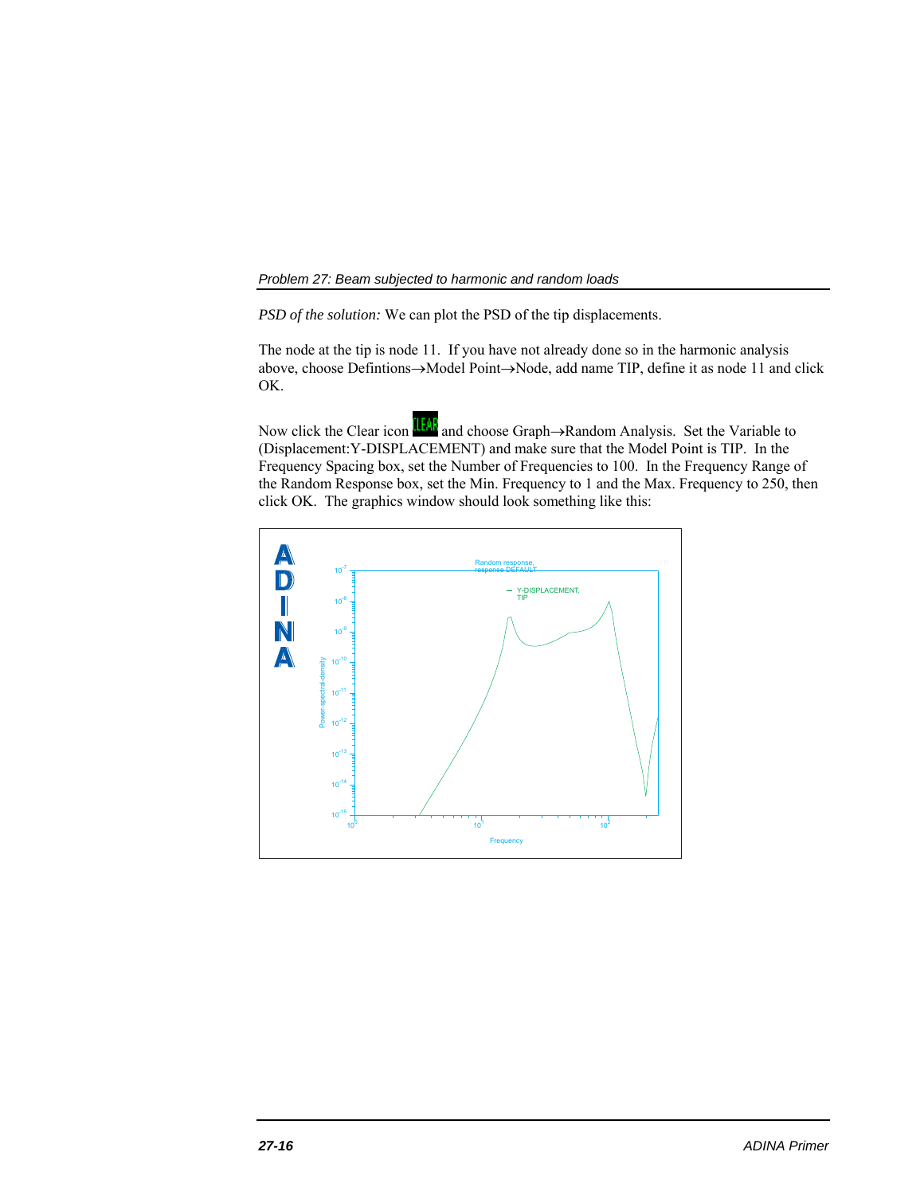*PSD of the solution:* We can plot the PSD of the tip displacements.

The node at the tip is node 11. If you have not already done so in the harmonic analysis above, choose Defintions→Model Point→Node, add name TIP, define it as node 11 and click OK.

Now click the Clear icon and choose Graph→Random Analysis. Set the Variable to (Displacement:Y-DISPLACEMENT) and make sure that the Model Point is TIP. In the Frequency Spacing box, set the Number of Frequencies to 100. In the Frequency Range of the Random Response box, set the Min. Frequency to 1 and the Max. Frequency to 250, then click OK. The graphics window should look something like this: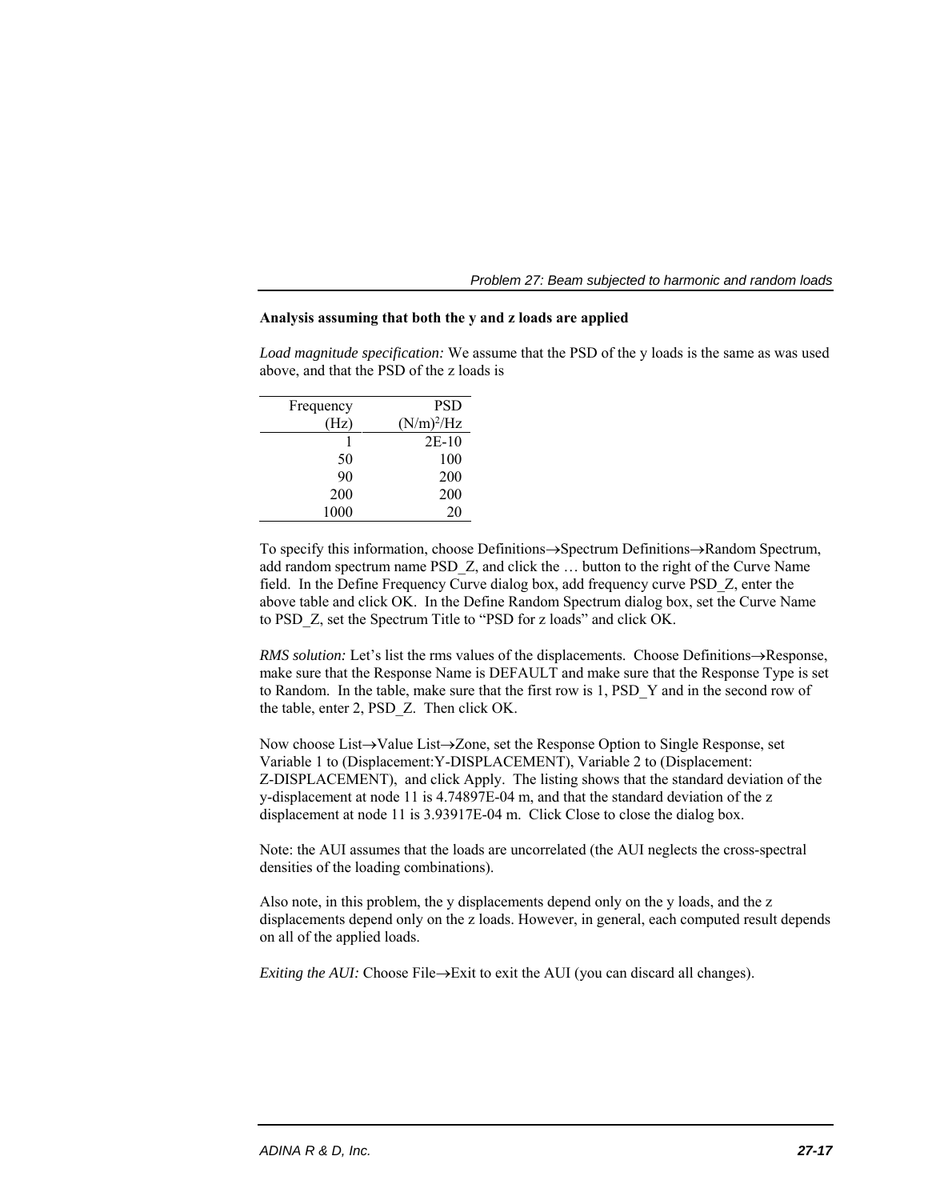**Analysis assuming that both the y and z loads are applied**

*Load magnitude specification:* We assume that the PSD of the y loads is the same as was used above, and that the PSD of the z loads is

| Frequency (Hz) | PSD $(N/m)^2/Hz$ |
|---|---|
| 1 | 2E-10 |
| 50 | 100 |
| 90 | 200 |
| 200 | 200 |
| 1000 | 20 |

To specify this information, choose Definitions→Spectrum Definitions→Random Spectrum, add random spectrum name PSD_Z, and click the … button to the right of the Curve Name field. In the Define Frequency Curve dialog box, add frequency curve PSD_Z, enter the above table and click OK. In the Define Random Spectrum dialog box, set the Curve Name to PSD_Z, set the Spectrum Title to "PSD for z loads" and click OK.

*RMS solution:* Let's list the rms values of the displacements. Choose Definitions→Response, make sure that the Response Name is DEFAULT and make sure that the Response Type is set to Random. In the table, make sure that the first row is 1, PSD_Y and in the second row of the table, enter 2, PSD_Z. Then click OK.

Now choose List→Value List→Zone, set the Response Option to Single Response, set Variable 1 to (Displacement:Y-DISPLACEMENT), Variable 2 to (Displacement: Z-DISPLACEMENT), and click Apply. The listing shows that the standard deviation of the y-displacement at node 11 is 4.74897E-04 m, and that the standard deviation of the z displacement at node 11 is 3.93917E-04 m. Click Close to close the dialog box.

Note: the AUI assumes that the loads are uncorrelated (the AUI neglects the cross-spectral densities of the loading combinations).

Also note, in this problem, the y displacements depend only on the y loads, and the z displacements depend only on the z loads. However, in general, each computed result depends on all of the applied loads.

*Exiting the AUI:* Choose File→Exit to exit the AUI (you can discard all changes).